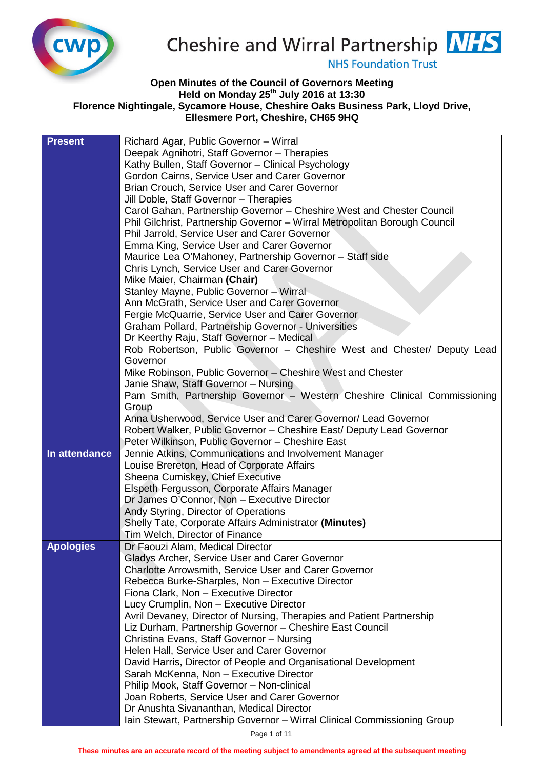Cheshire and Wirral Partnership NHS Foundation Trust

# Open Minutes of the Council of Governors Meeting
## Held on Monday 25th July 2016 at 13:30
## Florence Nightingale, Sycamore House, Cheshire Oaks Business Park, Lloyd Drive, Ellesmere Port, Cheshire, CH65 9HQ

| | |
|---|---|
| **Present** | Richard Agar, Public Governor – Wirral<br>Deepak Agnihotri, Staff Governor – Therapies<br>Kathy Bullen, Staff Governor – Clinical Psychology<br>Gordon Cairns, Service User and Carer Governor<br>Brian Crouch, Service User and Carer Governor<br>Jill Doble, Staff Governor – Therapies<br>Carol Gahan, Partnership Governor – Cheshire West and Chester Council<br>Phil Gilchrist, Partnership Governor – Wirral Metropolitan Borough Council<br>Phil Jarrold, Service User and Carer Governor<br>Emma King, Service User and Carer Governor<br>Maurice Lea O'Mahoney, Partnership Governor – Staff side<br>Chris Lynch, Service User and Carer Governor<br>Mike Maier, Chairman **(Chair)**<br>Stanley Mayne, Public Governor – Wirral<br>Ann McGrath, Service User and Carer Governor<br>Fergie McQuarrie, Service User and Carer Governor<br>Graham Pollard, Partnership Governor - Universities<br>Dr Keerthy Raju, Staff Governor – Medical<br>Rob Robertson, Public Governor – Cheshire West and Chester/ Deputy Lead Governor<br>Mike Robinson, Public Governor – Cheshire West and Chester<br>Janie Shaw, Staff Governor – Nursing<br>Pam Smith, Partnership Governor – Western Cheshire Clinical Commissioning Group<br>Anna Usherwood, Service User and Carer Governor/ Lead Governor<br>Robert Walker, Public Governor – Cheshire East/ Deputy Lead Governor<br>Peter Wilkinson, Public Governor – Cheshire East |
| **In attendance** | Jennie Atkins, Communications and Involvement Manager<br>Louise Brereton, Head of Corporate Affairs<br>Sheena Cumiskey, Chief Executive<br>Elspeth Fergusson, Corporate Affairs Manager<br>Dr James O'Connor, Non – Executive Director<br>Andy Styring, Director of Operations<br>Shelly Tate, Corporate Affairs Administrator **(Minutes)**<br>Tim Welch, Director of Finance |
| **Apologies** | Dr Faouzi Alam, Medical Director<br>Gladys Archer, Service User and Carer Governor<br>Charlotte Arrowsmith, Service User and Carer Governor<br>Rebecca Burke-Sharples, Non – Executive Director<br>Fiona Clark, Non – Executive Director<br>Lucy Crumplin, Non – Executive Director<br>Avril Devaney, Director of Nursing, Therapies and Patient Partnership<br>Liz Durham, Partnership Governor – Cheshire East Council<br>Christina Evans, Staff Governor – Nursing<br>Helen Hall, Service User and Carer Governor<br>David Harris, Director of People and Organisational Development<br>Sarah McKenna, Non – Executive Director<br>Philip Mook, Staff Governor – Non-clinical<br>Joan Roberts, Service User and Carer Governor<br>Dr Anushta Sivananthan, Medical Director<br>Iain Stewart, Partnership Governor – Wirral Clinical Commissioning Group |

These minutes are an accurate record of the meeting subject to amendments agreed at the subsequent meeting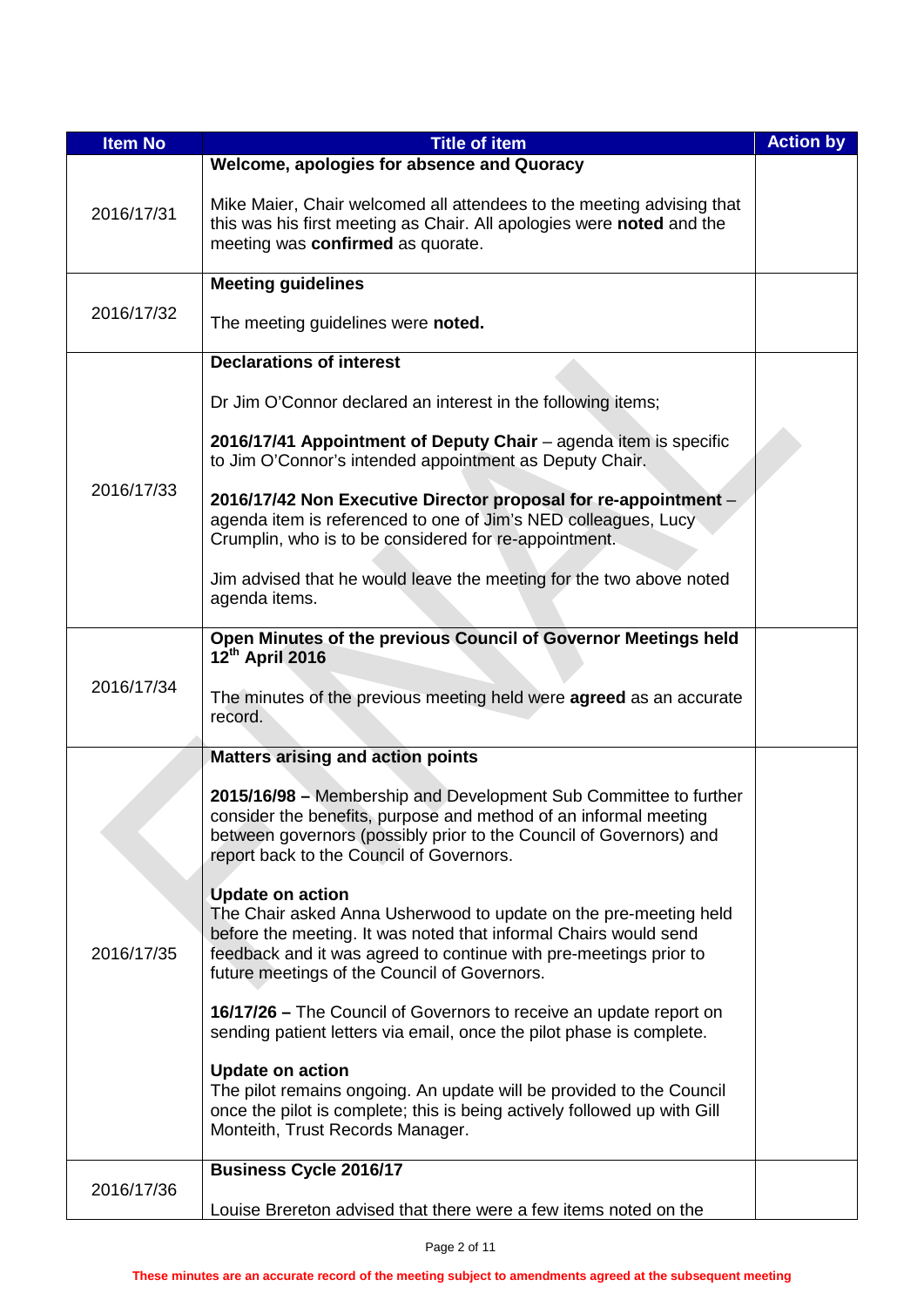| Item No | Title of item | Action by |
|---|---|---|
| 2016/17/31 | **Welcome, apologies for absence and Quoracy**<br><br>Mike Maier, Chair welcomed all attendees to the meeting advising that this was his first meeting as Chair. All apologies were **noted** and the meeting was **confirmed** as quorate. | |
| 2016/17/32 | **Meeting guidelines**<br><br>The meeting guidelines were **noted.** | |
| 2016/17/33 | **Declarations of interest**<br><br>Dr Jim O'Connor declared an interest in the following items;<br><br>**2016/17/41 Appointment of Deputy Chair** – agenda item is specific to Jim O'Connor's intended appointment as Deputy Chair.<br><br>**2016/17/42 Non Executive Director proposal for re-appointment** – agenda item is referenced to one of Jim's NED colleagues, Lucy Crumplin, who is to be considered for re-appointment.<br><br>Jim advised that he would leave the meeting for the two above noted agenda items. | |
| 2016/17/34 | **Open Minutes of the previous Council of Governor Meetings held 12th April 2016**<br><br>The minutes of the previous meeting held were **agreed** as an accurate record. | |
| 2016/17/35 | **Matters arising and action points**<br><br>**2015/16/98 –** Membership and Development Sub Committee to further consider the benefits, purpose and method of an informal meeting between governors (possibly prior to the Council of Governors) and report back to the Council of Governors.<br><br>**Update on action**<br>The Chair asked Anna Usherwood to update on the pre-meeting held before the meeting. It was noted that informal Chairs would send feedback and it was agreed to continue with pre-meetings prior to future meetings of the Council of Governors.<br><br>**16/17/26 –** The Council of Governors to receive an update report on sending patient letters via email, once the pilot phase is complete.<br><br>**Update on action**<br>The pilot remains ongoing. An update will be provided to the Council once the pilot is complete; this is being actively followed up with Gill Monteith, Trust Records Manager. | |
| 2016/17/36 | **Business Cycle 2016/17**<br><br>Louise Brereton advised that there were a few items noted on the | |

These minutes are an accurate record of the meeting subject to amendments agreed at the subsequent meeting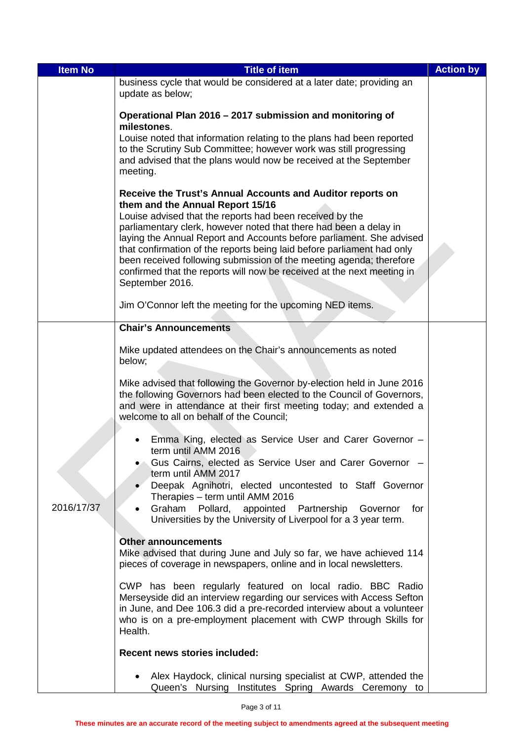| Item No | Title of item | Action by |
|---|---|---|
| | business cycle that would be considered at a later date; providing an update as below;<br><br>**Operational Plan 2016 – 2017 submission and monitoring of milestones**.<br>Louise noted that information relating to the plans had been reported to the Scrutiny Sub Committee; however work was still progressing and advised that the plans would now be received at the September meeting.<br><br>**Receive the Trust's Annual Accounts and Auditor reports on them and the Annual Report 15/16**<br>Louise advised that the reports had been received by the parliamentary clerk, however noted that there had been a delay in laying the Annual Report and Accounts before parliament. She advised that confirmation of the reports being laid before parliament had only been received following submission of the meeting agenda; therefore confirmed that the reports will now be received at the next meeting in September 2016.<br><br>Jim O'Connor left the meeting for the upcoming NED items. | |
| 2016/17/37 | **Chair's Announcements**<br><br>Mike updated attendees on the Chair's announcements as noted below;<br><br>Mike advised that following the Governor by-election held in June 2016 the following Governors had been elected to the Council of Governors, and were in attendance at their first meeting today; and extended a welcome to all on behalf of the Council;<br><br>• Emma King, elected as Service User and Carer Governor – term until AMM 2016<br>• Gus Cairns, elected as Service User and Carer Governor – term until AMM 2017<br>• Deepak Agnihotri, elected uncontested to Staff Governor Therapies – term until AMM 2016<br>• Graham Pollard, appointed Partnership Governor for Universities by the University of Liverpool for a 3 year term.<br><br>**Other announcements**<br>Mike advised that during June and July so far, we have achieved 114 pieces of coverage in newspapers, online and in local newsletters.<br><br>CWP has been regularly featured on local radio. BBC Radio Merseyside did an interview regarding our services with Access Sefton in June, and Dee 106.3 did a pre-recorded interview about a volunteer who is on a pre-employment placement with CWP through Skills for Health.<br><br>**Recent news stories included:**<br><br>• Alex Haydock, clinical nursing specialist at CWP, attended the Queen's Nursing Institutes Spring Awards Ceremony to | |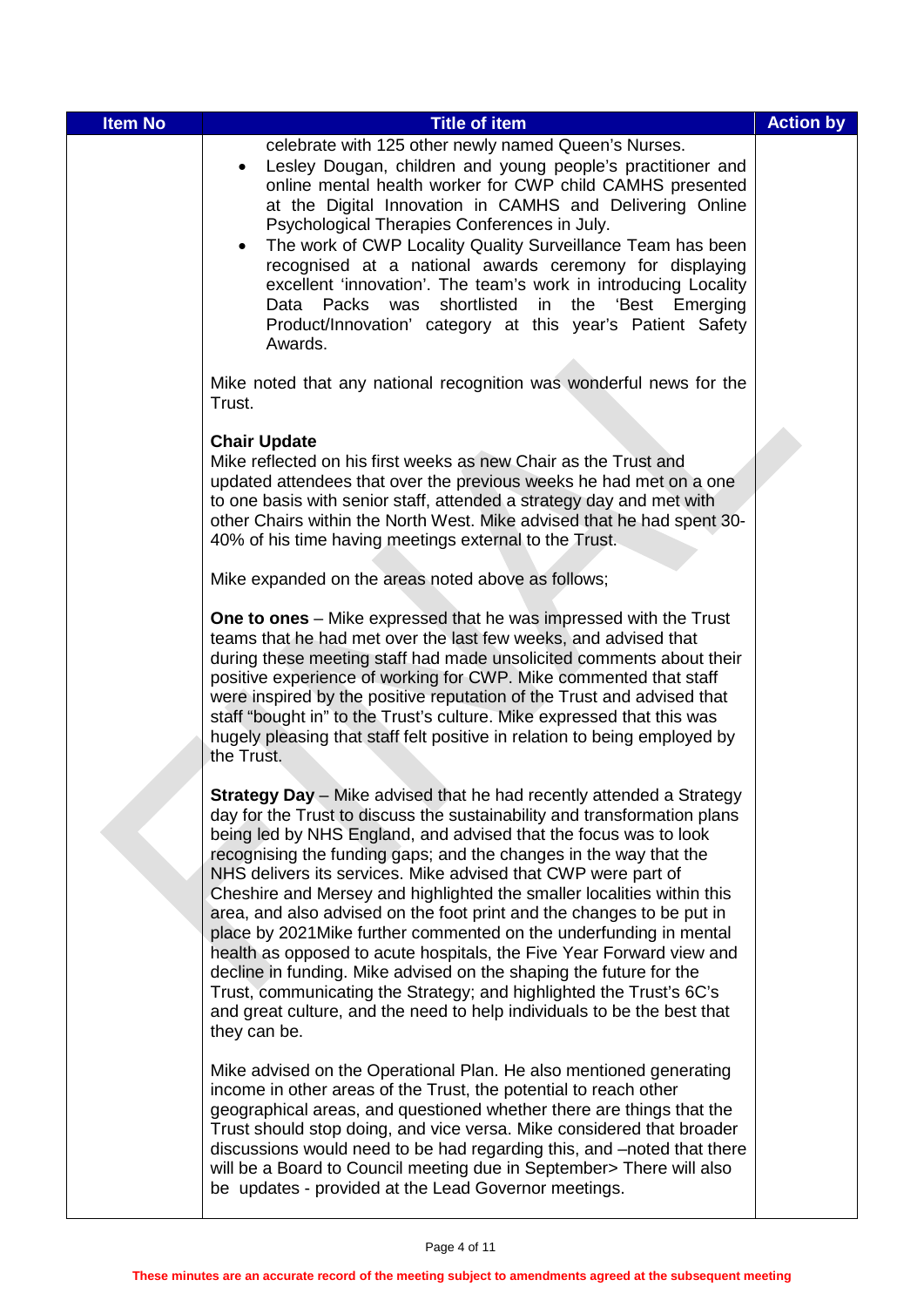| Item No | Title of item | Action by |
|---|---|---|
| | celebrate with 125 other newly named Queen's Nurses.<br>• Lesley Dougan, children and young people's practitioner and online mental health worker for CWP child CAMHS presented at the Digital Innovation in CAMHS and Delivering Online Psychological Therapies Conferences in July.<br>• The work of CWP Locality Quality Surveillance Team has been recognised at a national awards ceremony for displaying excellent 'innovation'. The team's work in introducing Locality Data Packs was shortlisted in the 'Best Emerging Product/Innovation' category at this year's Patient Safety Awards.<br><br>Mike noted that any national recognition was wonderful news for the Trust.<br><br>**Chair Update**<br>Mike reflected on his first weeks as new Chair as the Trust and updated attendees that over the previous weeks he had met on a one to one basis with senior staff, attended a strategy day and met with other Chairs within the North West. Mike advised that he had spent 30-40% of his time having meetings external to the Trust.<br><br>Mike expanded on the areas noted above as follows;<br><br>**One to ones** – Mike expressed that he was impressed with the Trust teams that he had met over the last few weeks, and advised that during these meeting staff had made unsolicited comments about their positive experience of working for CWP. Mike commented that staff were inspired by the positive reputation of the Trust and advised that staff "bought in" to the Trust's culture. Mike expressed that this was hugely pleasing that staff felt positive in relation to being employed by the Trust.<br><br>**Strategy Day** – Mike advised that he had recently attended a Strategy day for the Trust to discuss the sustainability and transformation plans being led by NHS England, and advised that the focus was to look recognising the funding gaps; and the changes in the way that the NHS delivers its services. Mike advised that CWP were part of Cheshire and Mersey and highlighted the smaller localities within this area, and also advised on the foot print and the changes to be put in place by 2021Mike further commented on the underfunding in mental health as opposed to acute hospitals, the Five Year Forward view and decline in funding. Mike advised on the shaping the future for the Trust, communicating the Strategy; and highlighted the Trust's 6C's and great culture, and the need to help individuals to be the best that they can be.<br><br>Mike advised on the Operational Plan. He also mentioned generating income in other areas of the Trust, the potential to reach other geographical areas, and questioned whether there are things that the Trust should stop doing, and vice versa. Mike considered that broader discussions would need to be had regarding this, and –noted that there will be a Board to Council meeting due in September> There will also be updates - provided at the Lead Governor meetings. | |

**These minutes are an accurate record of the meeting subject to amendments agreed at the subsequent meeting**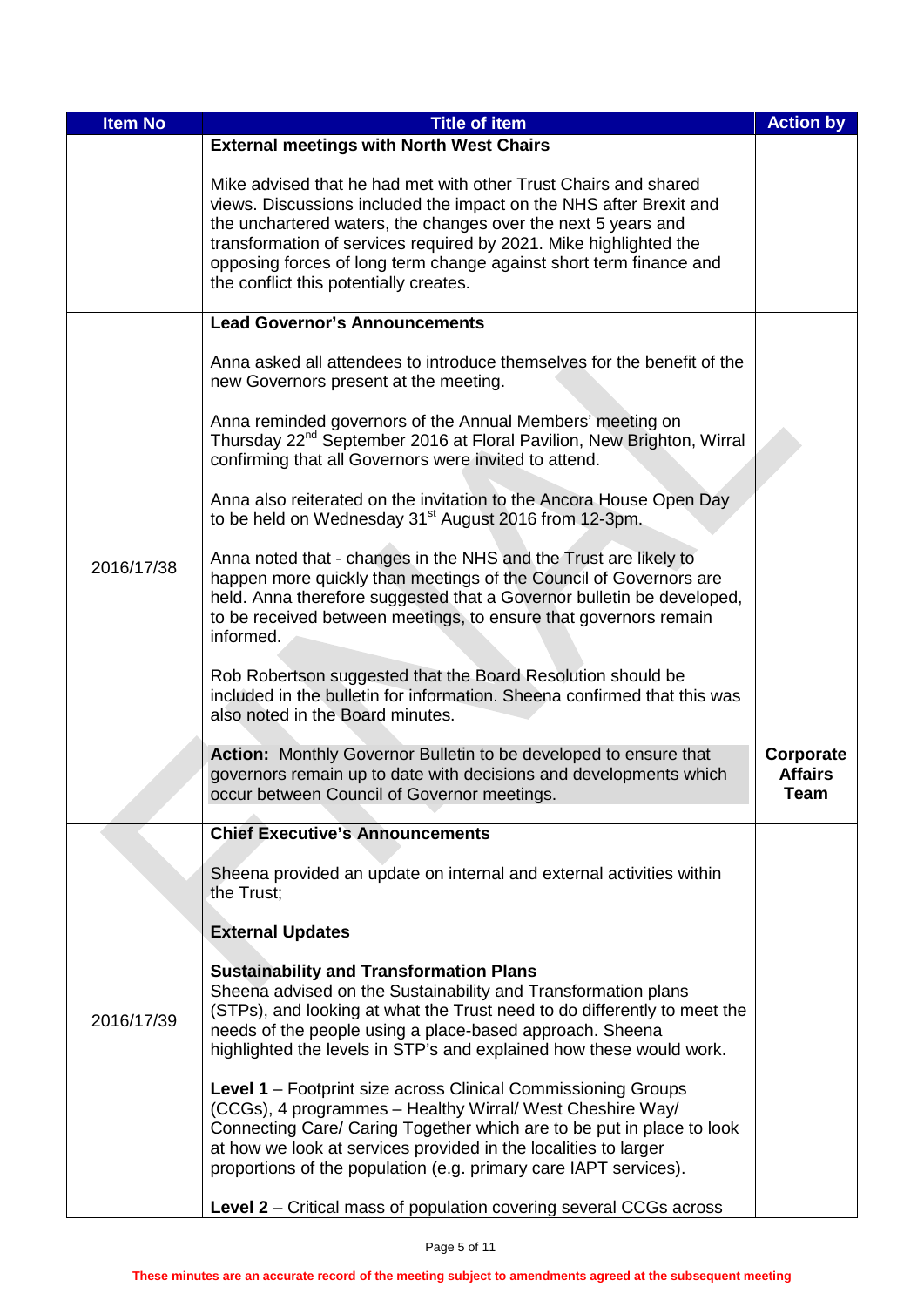| Item No | Title of item | Action by |
|---|---|---|
| | **External meetings with North West Chairs**<br><br>Mike advised that he had met with other Trust Chairs and shared views. Discussions included the impact on the NHS after Brexit and the unchartered waters, the changes over the next 5 years and transformation of services required by 2021. Mike highlighted the opposing forces of long term change against short term finance and the conflict this potentially creates. | |
| 2016/17/38 | **Lead Governor's Announcements**<br><br>Anna asked all attendees to introduce themselves for the benefit of the new Governors present at the meeting.<br><br>Anna reminded governors of the Annual Members' meeting on Thursday 22nd September 2016 at Floral Pavilion, New Brighton, Wirral confirming that all Governors were invited to attend.<br><br>Anna also reiterated on the invitation to the Ancora House Open Day to be held on Wednesday 31st August 2016 from 12-3pm.<br><br>Anna noted that - changes in the NHS and the Trust are likely to happen more quickly than meetings of the Council of Governors are held. Anna therefore suggested that a Governor bulletin be developed, to be received between meetings, to ensure that governors remain informed.<br><br>Rob Robertson suggested that the Board Resolution should be included in the bulletin for information. Sheena confirmed that this was also noted in the Board minutes.<br><br>**Action:** Monthly Governor Bulletin to be developed to ensure that governors remain up to date with decisions and developments which occur between Council of Governor meetings. | **Corporate Affairs Team** |
| 2016/17/39 | **Chief Executive's Announcements**<br><br>Sheena provided an update on internal and external activities within the Trust;<br><br>**External Updates**<br><br>**Sustainability and Transformation Plans**<br>Sheena advised on the Sustainability and Transformation plans (STPs), and looking at what the Trust need to do differently to meet the needs of the people using a place-based approach. Sheena highlighted the levels in STP's and explained how these would work.<br><br>**Level 1** – Footprint size across Clinical Commissioning Groups (CCGs), 4 programmes – Healthy Wirral/ West Cheshire Way/ Connecting Care/ Caring Together which are to be put in place to look at how we look at services provided in the localities to larger proportions of the population (e.g. primary care IAPT services).<br><br>**Level 2** – Critical mass of population covering several CCGs across | |

These minutes are an accurate record of the meeting subject to amendments agreed at the subsequent meeting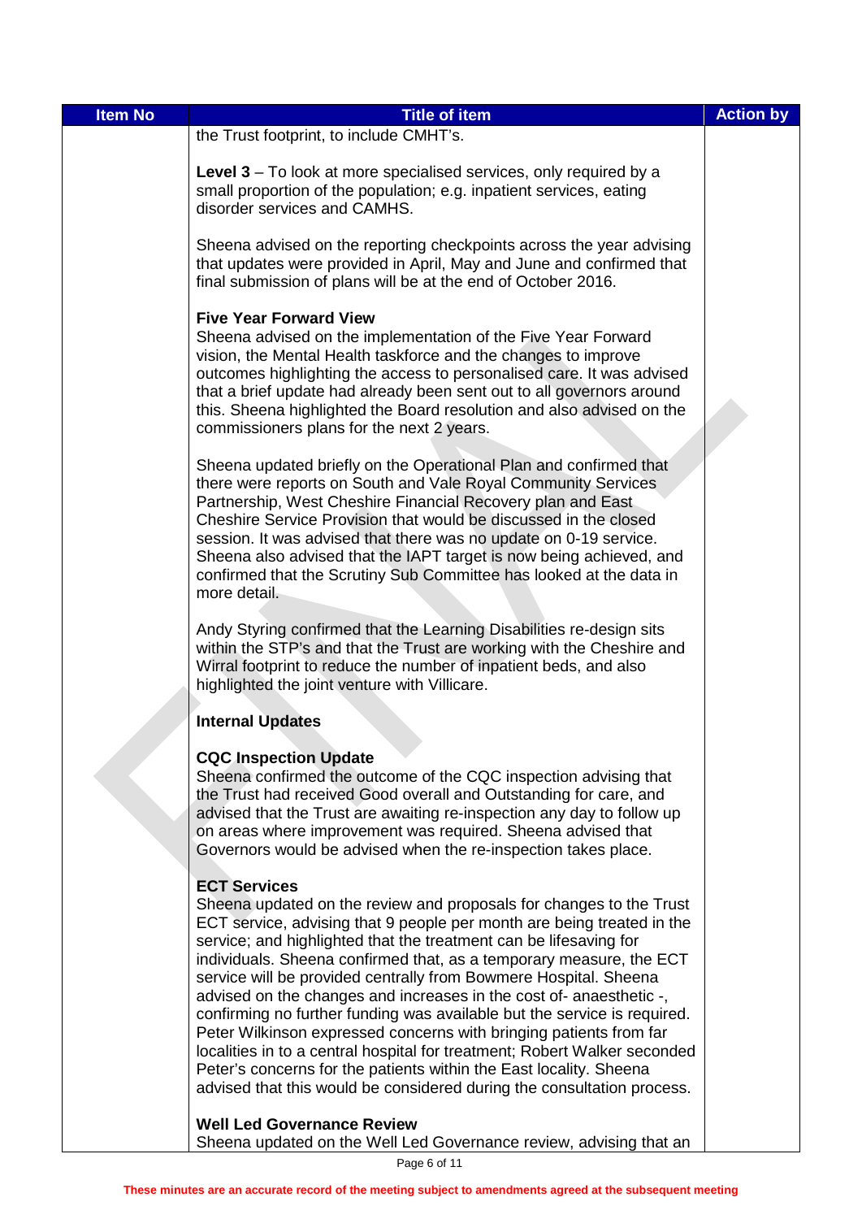| Item No | Title of item | Action by |
| --- | --- | --- |
| | the Trust footprint, to include CMHT's.<br><br>**Level 3** – To look at more specialised services, only required by a small proportion of the population; e.g. inpatient services, eating disorder services and CAMHS.<br><br>Sheena advised on the reporting checkpoints across the year advising that updates were provided in April, May and June and confirmed that final submission of plans will be at the end of October 2016.<br><br>**Five Year Forward View**<br>Sheena advised on the implementation of the Five Year Forward vision, the Mental Health taskforce and the changes to improve outcomes highlighting the access to personalised care. It was advised that a brief update had already been sent out to all governors around this. Sheena highlighted the Board resolution and also advised on the commissioners plans for the next 2 years.<br><br>Sheena updated briefly on the Operational Plan and confirmed that there were reports on South and Vale Royal Community Services Partnership, West Cheshire Financial Recovery plan and East Cheshire Service Provision that would be discussed in the closed session. It was advised that there was no update on 0-19 service. Sheena also advised that the IAPT target is now being achieved, and confirmed that the Scrutiny Sub Committee has looked at the data in more detail.<br><br>Andy Styring confirmed that the Learning Disabilities re-design sits within the STP's and that the Trust are working with the Cheshire and Wirral footprint to reduce the number of inpatient beds, and also highlighted the joint venture with Villicare.<br><br>**Internal Updates**<br><br>**CQC Inspection Update**<br>Sheena confirmed the outcome of the CQC inspection advising that the Trust had received Good overall and Outstanding for care, and advised that the Trust are awaiting re-inspection any day to follow up on areas where improvement was required. Sheena advised that Governors would be advised when the re-inspection takes place.<br><br>**ECT Services**<br>Sheena updated on the review and proposals for changes to the Trust ECT service, advising that 9 people per month are being treated in the service; and highlighted that the treatment can be lifesaving for individuals. Sheena confirmed that, as a temporary measure, the ECT service will be provided centrally from Bowmere Hospital. Sheena advised on the changes and increases in the cost of- anaesthetic -, confirming no further funding was available but the service is required. Peter Wilkinson expressed concerns with bringing patients from far localities in to a central hospital for treatment; Robert Walker seconded Peter's concerns for the patients within the East locality. Sheena advised that this would be considered during the consultation process.<br><br>**Well Led Governance Review**<br>Sheena updated on the Well Led Governance review, advising that an | |

These minutes are an accurate record of the meeting subject to amendments agreed at the subsequent meeting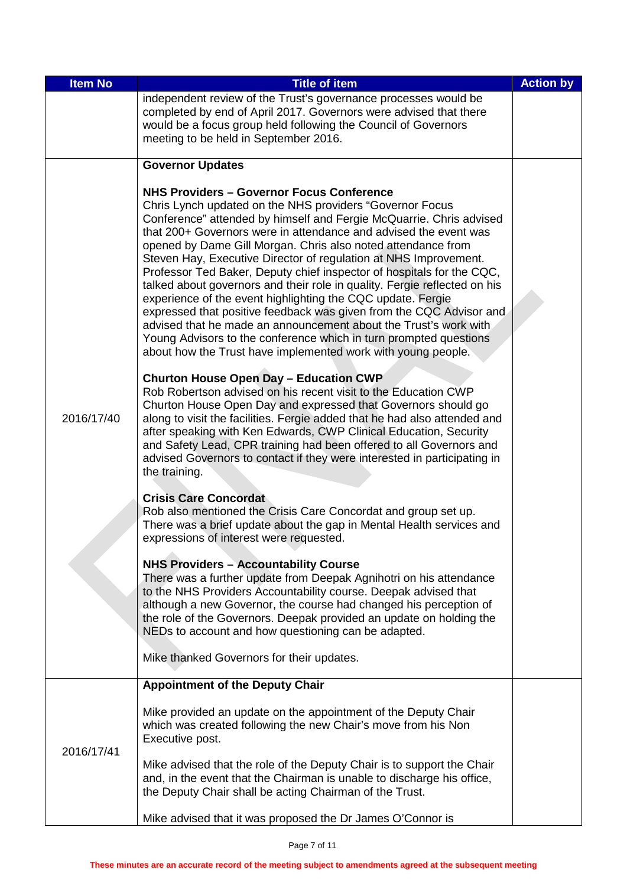| Item No | Title of item | Action by |
|---|---|---|
| | independent review of the Trust's governance processes would be completed by end of April 2017. Governors were advised that there would be a focus group held following the Council of Governors meeting to be held in September 2016. | |
| 2016/17/40 | **Governor Updates**<br><br>**NHS Providers – Governor Focus Conference**<br>Chris Lynch updated on the NHS providers "Governor Focus Conference" attended by himself and Fergie McQuarrie. Chris advised that 200+ Governors were in attendance and advised the event was opened by Dame Gill Morgan. Chris also noted attendance from Steven Hay, Executive Director of regulation at NHS Improvement. Professor Ted Baker, Deputy chief inspector of hospitals for the CQC, talked about governors and their role in quality. Fergie reflected on his experience of the event highlighting the CQC update. Fergie expressed that positive feedback was given from the CQC Advisor and advised that he made an announcement about the Trust's work with Young Advisors to the conference which in turn prompted questions about how the Trust have implemented work with young people.<br><br>**Churton House Open Day – Education CWP**<br>Rob Robertson advised on his recent visit to the Education CWP Churton House Open Day and expressed that Governors should go along to visit the facilities. Fergie added that he had also attended and after speaking with Ken Edwards, CWP Clinical Education, Security and Safety Lead, CPR training had been offered to all Governors and advised Governors to contact if they were interested in participating in the training.<br><br>**Crisis Care Concordat**<br>Rob also mentioned the Crisis Care Concordat and group set up. There was a brief update about the gap in Mental Health services and expressions of interest were requested.<br><br>**NHS Providers – Accountability Course**<br>There was a further update from Deepak Agnihotri on his attendance to the NHS Providers Accountability course. Deepak advised that although a new Governor, the course had changed his perception of the role of the Governors. Deepak provided an update on holding the NEDs to account and how questioning can be adapted.<br><br>Mike thanked Governors for their updates. | |
| 2016/17/41 | **Appointment of the Deputy Chair**<br><br>Mike provided an update on the appointment of the Deputy Chair which was created following the new Chair's move from his Non Executive post.<br><br>Mike advised that the role of the Deputy Chair is to support the Chair and, in the event that the Chairman is unable to discharge his office, the Deputy Chair shall be acting Chairman of the Trust.<br><br>Mike advised that it was proposed the Dr James O'Connor is | |

These minutes are an accurate record of the meeting subject to amendments agreed at the subsequent meeting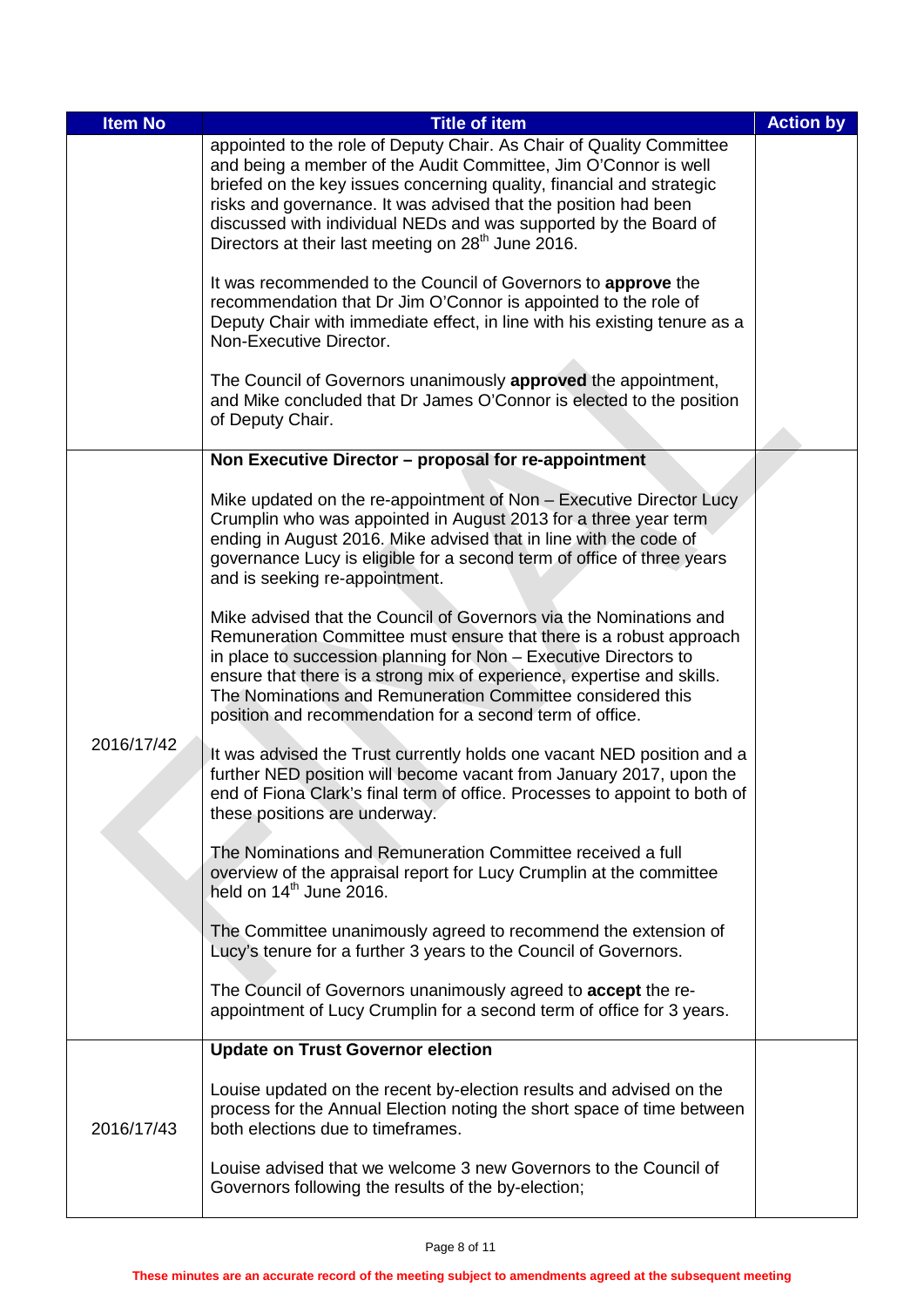| Item No | Title of item | Action by |
|---|---|---|
| | appointed to the role of Deputy Chair. As Chair of Quality Committee and being a member of the Audit Committee, Jim O'Connor is well briefed on the key issues concerning quality, financial and strategic risks and governance. It was advised that the position had been discussed with individual NEDs and was supported by the Board of Directors at their last meeting on 28th June 2016.<br><br>It was recommended to the Council of Governors to **approve** the recommendation that Dr Jim O'Connor is appointed to the role of Deputy Chair with immediate effect, in line with his existing tenure as a Non-Executive Director.<br><br>The Council of Governors unanimously **approved** the appointment, and Mike concluded that Dr James O'Connor is elected to the position of Deputy Chair. | |
| 2016/17/42 | **Non Executive Director – proposal for re-appointment**<br><br>Mike updated on the re-appointment of Non – Executive Director Lucy Crumplin who was appointed in August 2013 for a three year term ending in August 2016. Mike advised that in line with the code of governance Lucy is eligible for a second term of office of three years and is seeking re-appointment.<br><br>Mike advised that the Council of Governors via the Nominations and Remuneration Committee must ensure that there is a robust approach in place to succession planning for Non – Executive Directors to ensure that there is a strong mix of experience, expertise and skills. The Nominations and Remuneration Committee considered this position and recommendation for a second term of office.<br><br>It was advised the Trust currently holds one vacant NED position and a further NED position will become vacant from January 2017, upon the end of Fiona Clark's final term of office. Processes to appoint to both of these positions are underway.<br><br>The Nominations and Remuneration Committee received a full overview of the appraisal report for Lucy Crumplin at the committee held on 14th June 2016.<br><br>The Committee unanimously agreed to recommend the extension of Lucy's tenure for a further 3 years to the Council of Governors.<br><br>The Council of Governors unanimously agreed to **accept** the re-appointment of Lucy Crumplin for a second term of office for 3 years. | |
| 2016/17/43 | **Update on Trust Governor election**<br><br>Louise updated on the recent by-election results and advised on the process for the Annual Election noting the short space of time between both elections due to timeframes.<br><br>Louise advised that we welcome 3 new Governors to the Council of Governors following the results of the by-election; | |

**These minutes are an accurate record of the meeting subject to amendments agreed at the subsequent meeting**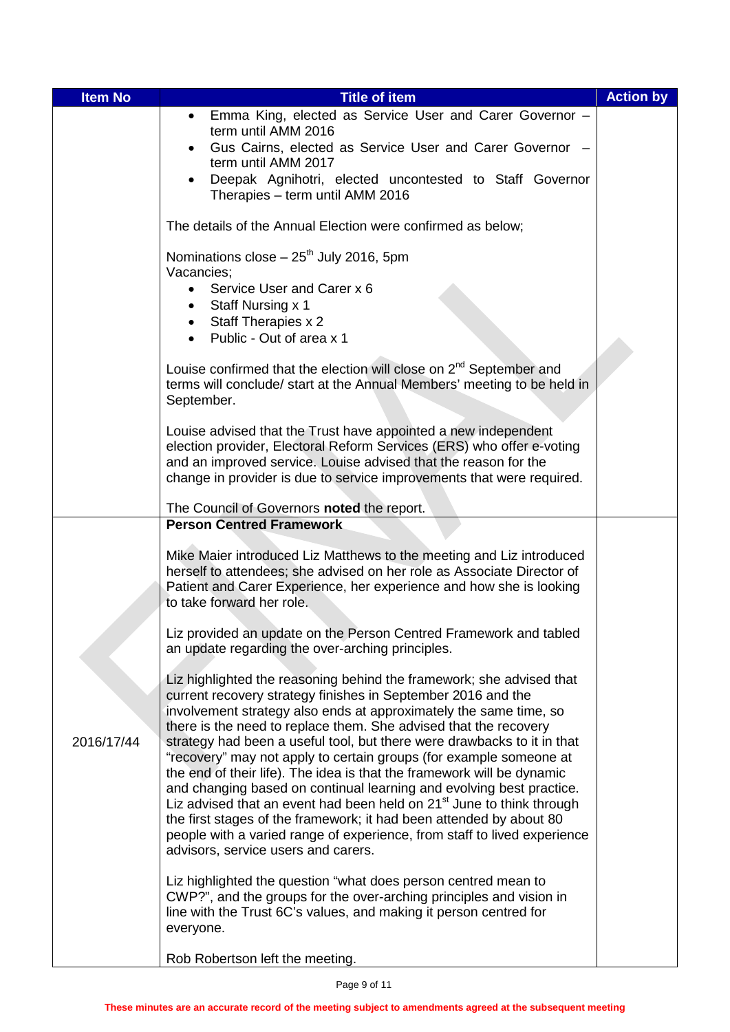| Item No | Title of item | Action by |
|---|---|---|
| | • Emma King, elected as Service User and Carer Governor – term until AMM 2016<br>• Gus Cairns, elected as Service User and Carer Governor – term until AMM 2017<br>• Deepak Agnihotri, elected uncontested to Staff Governor Therapies – term until AMM 2016<br><br>The details of the Annual Election were confirmed as below;<br><br>Nominations close – 25th July 2016, 5pm<br>Vacancies;<br>• Service User and Carer x 6<br>• Staff Nursing x 1<br>• Staff Therapies x 2<br>• Public - Out of area x 1<br><br>Louise confirmed that the election will close on 2nd September and terms will conclude/ start at the Annual Members' meeting to be held in September.<br><br>Louise advised that the Trust have appointed a new independent election provider, Electoral Reform Services (ERS) who offer e-voting and an improved service. Louise advised that the reason for the change in provider is due to service improvements that were required.<br><br>The Council of Governors **noted** the report. | |
| 2016/17/44 | **Person Centred Framework**<br><br>Mike Maier introduced Liz Matthews to the meeting and Liz introduced herself to attendees; she advised on her role as Associate Director of Patient and Carer Experience, her experience and how she is looking to take forward her role.<br><br>Liz provided an update on the Person Centred Framework and tabled an update regarding the over-arching principles.<br><br>Liz highlighted the reasoning behind the framework; she advised that current recovery strategy finishes in September 2016 and the involvement strategy also ends at approximately the same time, so there is the need to replace them. She advised that the recovery strategy had been a useful tool, but there were drawbacks to it in that "recovery" may not apply to certain groups (for example someone at the end of their life). The idea is that the framework will be dynamic and changing based on continual learning and evolving best practice. Liz advised that an event had been held on 21st June to think through the first stages of the framework; it had been attended by about 80 people with a varied range of experience, from staff to lived experience advisors, service users and carers.<br><br>Liz highlighted the question "what does person centred mean to CWP?", and the groups for the over-arching principles and vision in line with the Trust 6C's values, and making it person centred for everyone.<br><br>Rob Robertson left the meeting. | |

These minutes are an accurate record of the meeting subject to amendments agreed at the subsequent meeting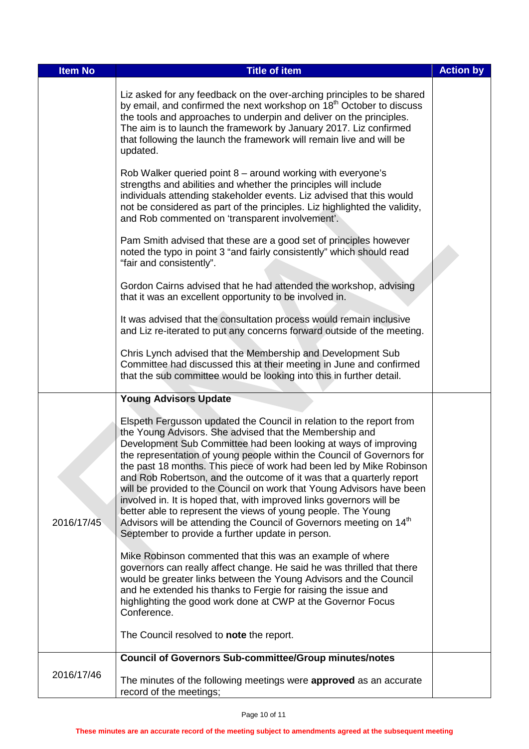| Item No | Title of item | Action by |
|---|---|---|
| | Liz asked for any feedback on the over-arching principles to be shared by email, and confirmed the next workshop on 18th October to discuss the tools and approaches to underpin and deliver on the principles. The aim is to launch the framework by January 2017. Liz confirmed that following the launch the framework will remain live and will be updated.<br><br>Rob Walker queried point 8 – around working with everyone's strengths and abilities and whether the principles will include individuals attending stakeholder events. Liz advised that this would not be considered as part of the principles. Liz highlighted the validity, and Rob commented on 'transparent involvement'.<br><br>Pam Smith advised that these are a good set of principles however noted the typo in point 3 "and fairly consistently" which should read "fair and consistently".<br><br>Gordon Cairns advised that he had attended the workshop, advising that it was an excellent opportunity to be involved in.<br><br>It was advised that the consultation process would remain inclusive and Liz re-iterated to put any concerns forward outside of the meeting.<br><br>Chris Lynch advised that the Membership and Development Sub Committee had discussed this at their meeting in June and confirmed that the sub committee would be looking into this in further detail. | |
| 2016/17/45 | **Young Advisors Update**<br><br>Elspeth Fergusson updated the Council in relation to the report from the Young Advisors. She advised that the Membership and Development Sub Committee had been looking at ways of improving the representation of young people within the Council of Governors for the past 18 months. This piece of work had been led by Mike Robinson and Rob Robertson, and the outcome of it was that a quarterly report will be provided to the Council on work that Young Advisors have been involved in. It is hoped that, with improved links governors will be better able to represent the views of young people. The Young Advisors will be attending the Council of Governors meeting on 14th September to provide a further update in person.<br><br>Mike Robinson commented that this was an example of where governors can really affect change. He said he was thrilled that there would be greater links between the Young Advisors and the Council and he extended his thanks to Fergie for raising the issue and highlighting the good work done at CWP at the Governor Focus Conference.<br><br>The Council resolved to **note** the report. | |
| 2016/17/46 | **Council of Governors Sub-committee/Group minutes/notes**<br><br>The minutes of the following meetings were **approved** as an accurate record of the meetings; | |

**These minutes are an accurate record of the meeting subject to amendments agreed at the subsequent meeting**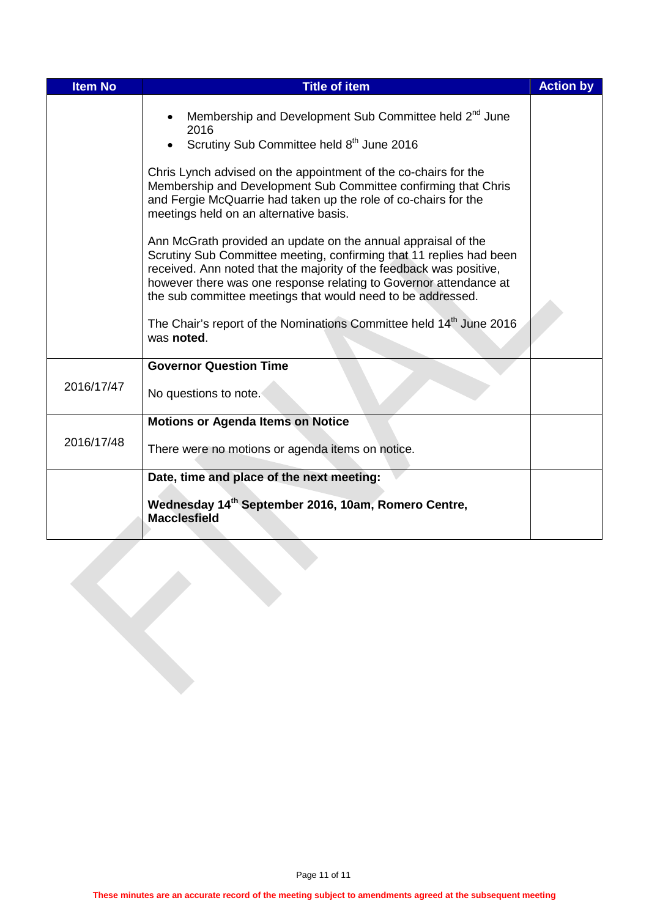| Item No | Title of item | Action by |
|---|---|---|
| | • Membership and Development Sub Committee held 2nd June 2016<br>• Scrutiny Sub Committee held 8th June 2016<br><br>Chris Lynch advised on the appointment of the co-chairs for the Membership and Development Sub Committee confirming that Chris and Fergie McQuarrie had taken up the role of co-chairs for the meetings held on an alternative basis.<br><br>Ann McGrath provided an update on the annual appraisal of the Scrutiny Sub Committee meeting, confirming that 11 replies had been received. Ann noted that the majority of the feedback was positive, however there was one response relating to Governor attendance at the sub committee meetings that would need to be addressed.<br><br>The Chair's report of the Nominations Committee held 14th June 2016 was **noted**. | |
| 2016/17/47 | **Governor Question Time**<br><br>No questions to note. | |
| 2016/17/48 | **Motions or Agenda Items on Notice**<br><br>There were no motions or agenda items on notice. | |
| | **Date, time and place of the next meeting:**<br><br>**Wednesday 14th September 2016, 10am, Romero Centre, Macclesfield** | |

**These minutes are an accurate record of the meeting subject to amendments agreed at the subsequent meeting**